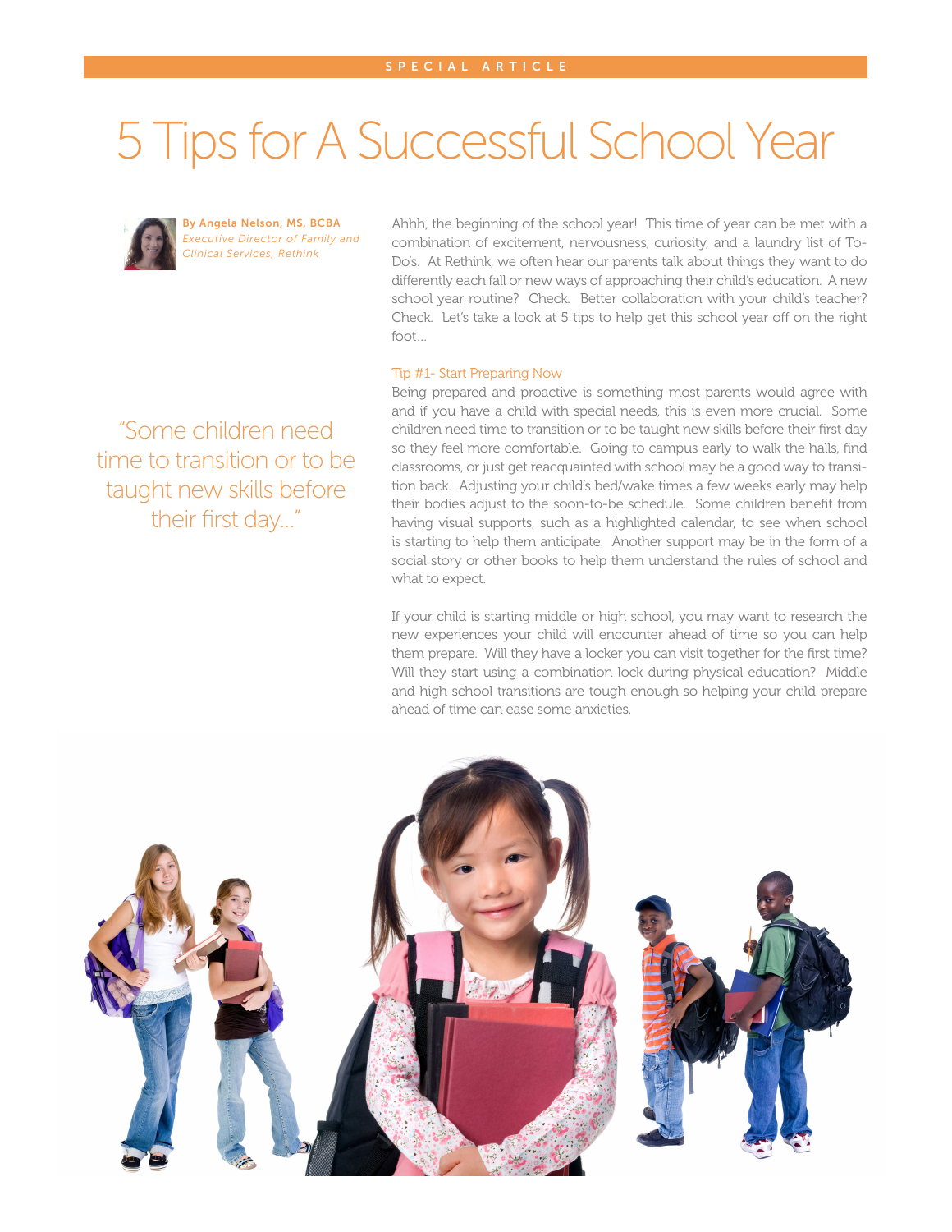SPECIAL ARTICLE

# 5 Tips for A Successful School Year

**By Angela Nelson, MS, BCBA**
*Executive Director of Family and Clinical Services, Rethink*

Ahhh, the beginning of the school year! This time of year can be met with a combination of excitement, nervousness, curiosity, and a laundry list of To-Do's. At Rethink, we often hear our parents talk about things they want to do differently each fall or new ways of approaching their child's education. A new school year routine? Check. Better collaboration with your child's teacher? Check. Let's take a look at 5 tips to help get this school year off on the right foot...

## Tip #1- Start Preparing Now

Being prepared and proactive is something most parents would agree with and if you have a child with special needs, this is even more crucial. Some children need time to transition or to be taught new skills before their first day so they feel more comfortable. Going to campus early to walk the halls, find classrooms, or just get reacquainted with school may be a good way to transition back. Adjusting your child's bed/wake times a few weeks early may help their bodies adjust to the soon-to-be schedule. Some children benefit from having visual supports, such as a highlighted calendar, to see when school is starting to help them anticipate. Another support may be in the form of a social story or other books to help them understand the rules of school and what to expect.

> "Some children need time to transition or to be taught new skills before their first day..."

If your child is starting middle or high school, you may want to research the new experiences your child will encounter ahead of time so you can help them prepare. Will they have a locker you can visit together for the first time? Will they start using a combination lock during physical education? Middle and high school transitions are tough enough so helping your child prepare ahead of time can ease some anxieties.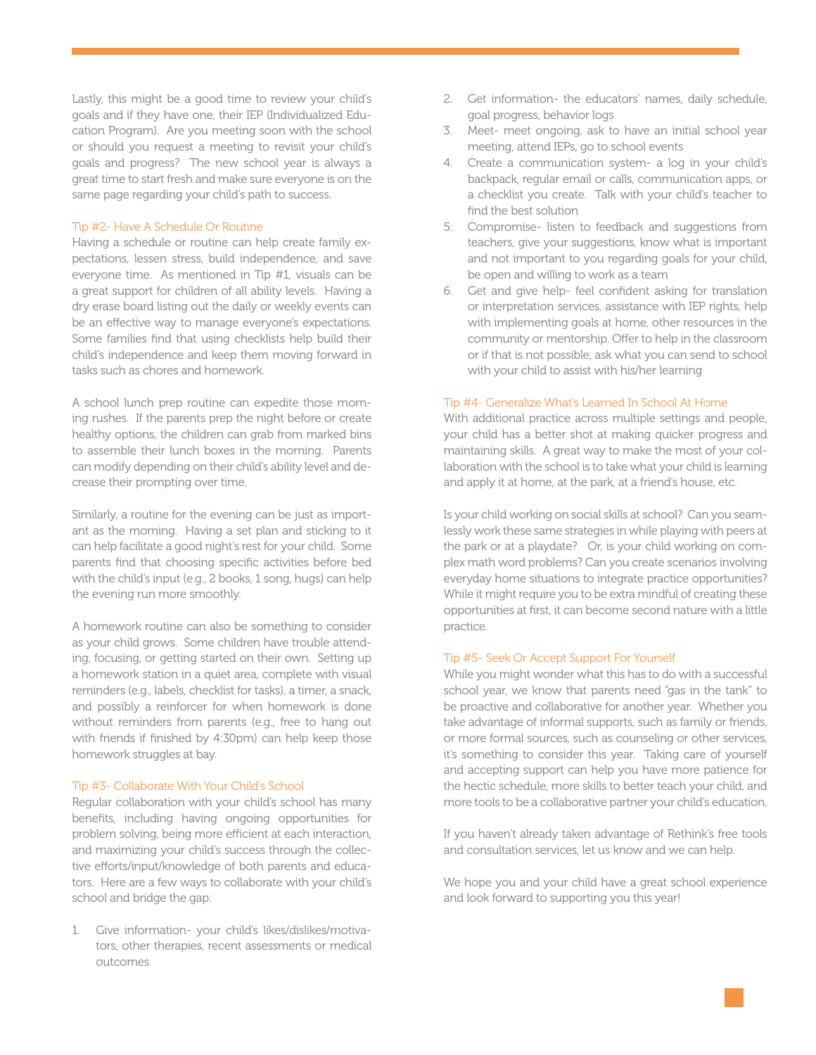Lastly, this might be a good time to review your child's goals and if they have one, their IEP (Individualized Education Program). Are you meeting soon with the school or should you request a meeting to revisit your child's goals and progress? The new school year is always a great time to start fresh and make sure everyone is on the same page regarding your child's path to success.

### Tip #2- Have A Schedule Or Routine

Having a schedule or routine can help create family expectations, lessen stress, build independence, and save everyone time. As mentioned in Tip #1, visuals can be a great support for children of all ability levels. Having a dry erase board listing out the daily or weekly events can be an effective way to manage everyone's expectations. Some families find that using checklists help build their child's independence and keep them moving forward in tasks such as chores and homework.

A school lunch prep routine can expedite those morning rushes. If the parents prep the night before or create healthy options, the children can grab from marked bins to assemble their lunch boxes in the morning. Parents can modify depending on their child's ability level and decrease their prompting over time.

Similarly, a routine for the evening can be just as important as the morning. Having a set plan and sticking to it can help facilitate a good night's rest for your child. Some parents find that choosing specific activities before bed with the child's input (e.g., 2 books, 1 song, hugs) can help the evening run more smoothly.

A homework routine can also be something to consider as your child grows. Some children have trouble attending, focusing, or getting started on their own. Setting up a homework station in a quiet area, complete with visual reminders (e.g., labels, checklist for tasks), a timer, a snack, and possibly a reinforcer for when homework is done without reminders from parents (e.g., free to hang out with friends if finished by 4:30pm) can help keep those homework struggles at bay.

### Tip #3- Collaborate With Your Child's School

Regular collaboration with your child's school has many benefits, including having ongoing opportunities for problem solving, being more efficient at each interaction, and maximizing your child's success through the collective efforts/input/knowledge of both parents and educators. Here are a few ways to collaborate with your child's school and bridge the gap:

1. Give information- your child's likes/dislikes/motivators, other therapies, recent assessments or medical outcomes
2. Get information- the educators' names, daily schedule, goal progress, behavior logs
3. Meet- meet ongoing, ask to have an initial school year meeting, attend IEPs, go to school events
4. Create a communication system- a log in your child's backpack, regular email or calls, communication apps, or a checklist you create. Talk with your child's teacher to find the best solution
5. Compromise- listen to feedback and suggestions from teachers, give your suggestions, know what is important and not important to you regarding goals for your child, be open and willing to work as a team
6. Get and give help- feel confident asking for translation or interpretation services, assistance with IEP rights, help with implementing goals at home, other resources in the community or mentorship. Offer to help in the classroom or if that is not possible, ask what you can send to school with your child to assist with his/her learning

### Tip #4- Generalize What's Learned In School At Home

With additional practice across multiple settings and people, your child has a better shot at making quicker progress and maintaining skills. A great way to make the most of your collaboration with the school is to take what your child is learning and apply it at home, at the park, at a friend's house, etc.

Is your child working on social skills at school? Can you seamlessly work these same strategies in while playing with peers at the park or at a playdate? Or, is your child working on complex math word problems? Can you create scenarios involving everyday home situations to integrate practice opportunities? While it might require you to be extra mindful of creating these opportunities at first, it can become second nature with a little practice.

### Tip #5- Seek Or Accept Support For Yourself

While you might wonder what this has to do with a successful school year, we know that parents need "gas in the tank" to be proactive and collaborative for another year. Whether you take advantage of informal supports, such as family or friends, or more formal sources, such as counseling or other services, it's something to consider this year. Taking care of yourself and accepting support can help you have more patience for the hectic schedule, more skills to better teach your child, and more tools to be a collaborative partner your child's education.

If you haven't already taken advantage of Rethink's free tools and consultation services, let us know and we can help.

We hope you and your child have a great school experience and look forward to supporting you this year!